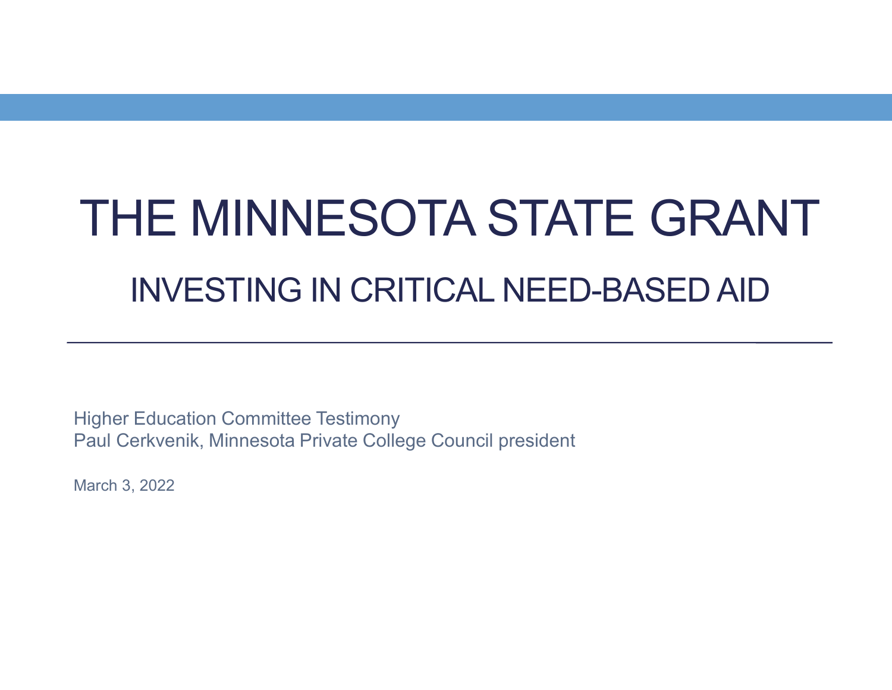# THE MINNESOTA STATE GRANT

## INVESTING IN CRITICAL NEED-BASED AID

---

Higher Education Committee Testimony
Paul Cerkvenik, Minnesota Private College Council president

March 3, 2022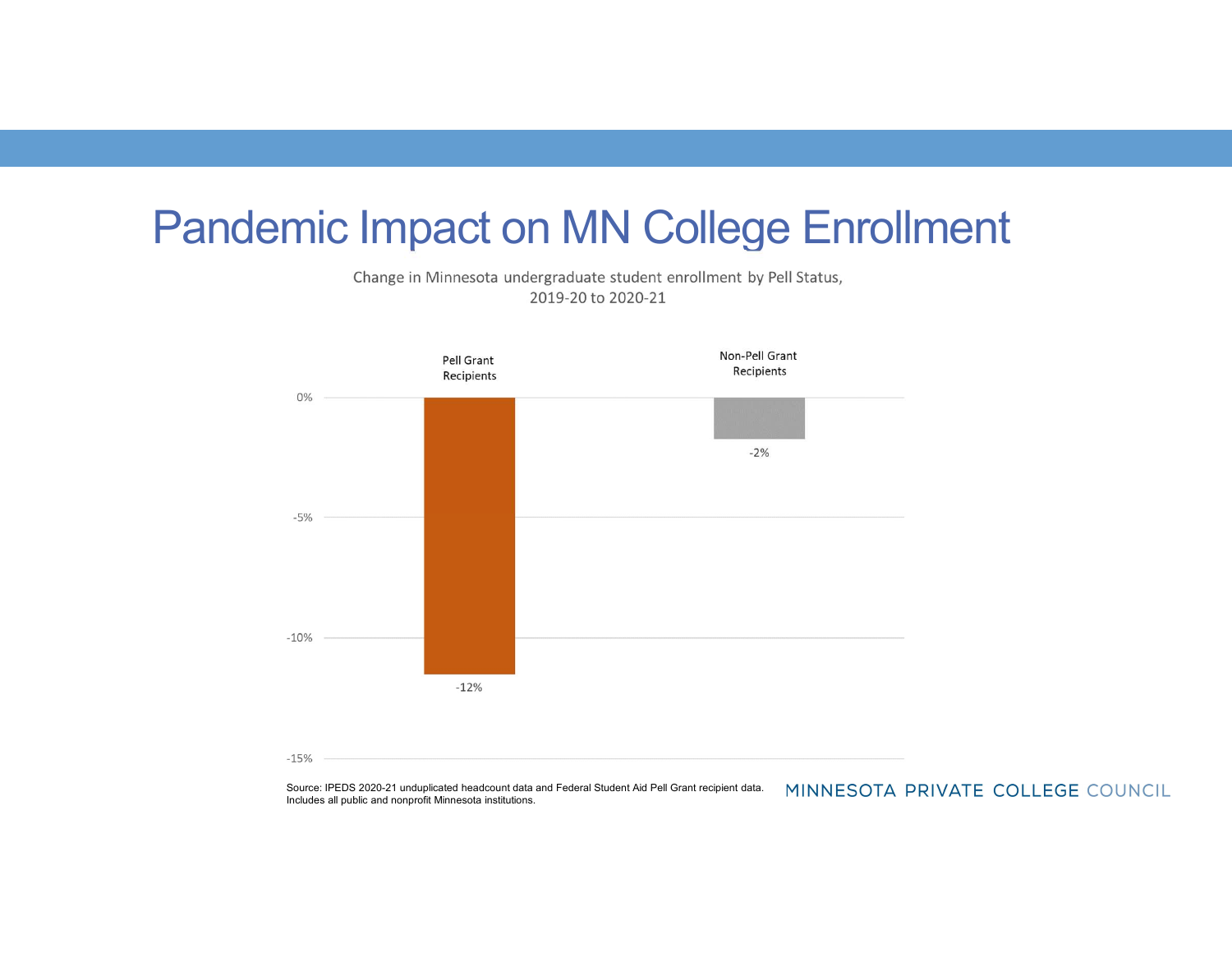# Pandemic Impact on MN College Enrollment

Change in Minnesota undergraduate student enrollment by Pell Status, 2019-20 to 2020-21

| | Pell Grant Recipients | Non-Pell Grant Recipients |
|---|---|---|
| Change in enrollment | -12% | -2% |

Source: IPEDS 2020-21 unduplicated headcount data and Federal Student Aid Pell Grant recipient data. Includes all public and nonprofit Minnesota institutions.

MINNESOTA PRIVATE COLLEGE COUNCIL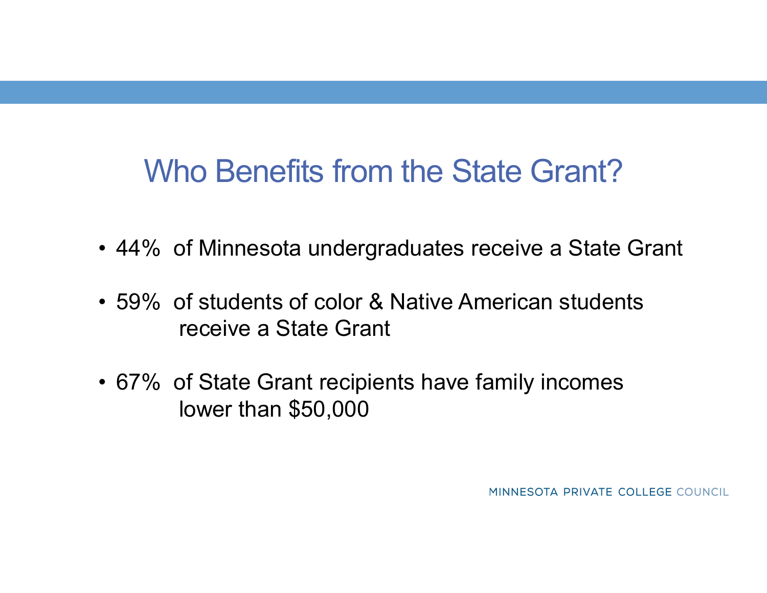# Who Benefits from the State Grant?

- 44% of Minnesota undergraduates receive a State Grant
- 59% of students of color & Native American students receive a State Grant
- 67% of State Grant recipients have family incomes lower than $50,000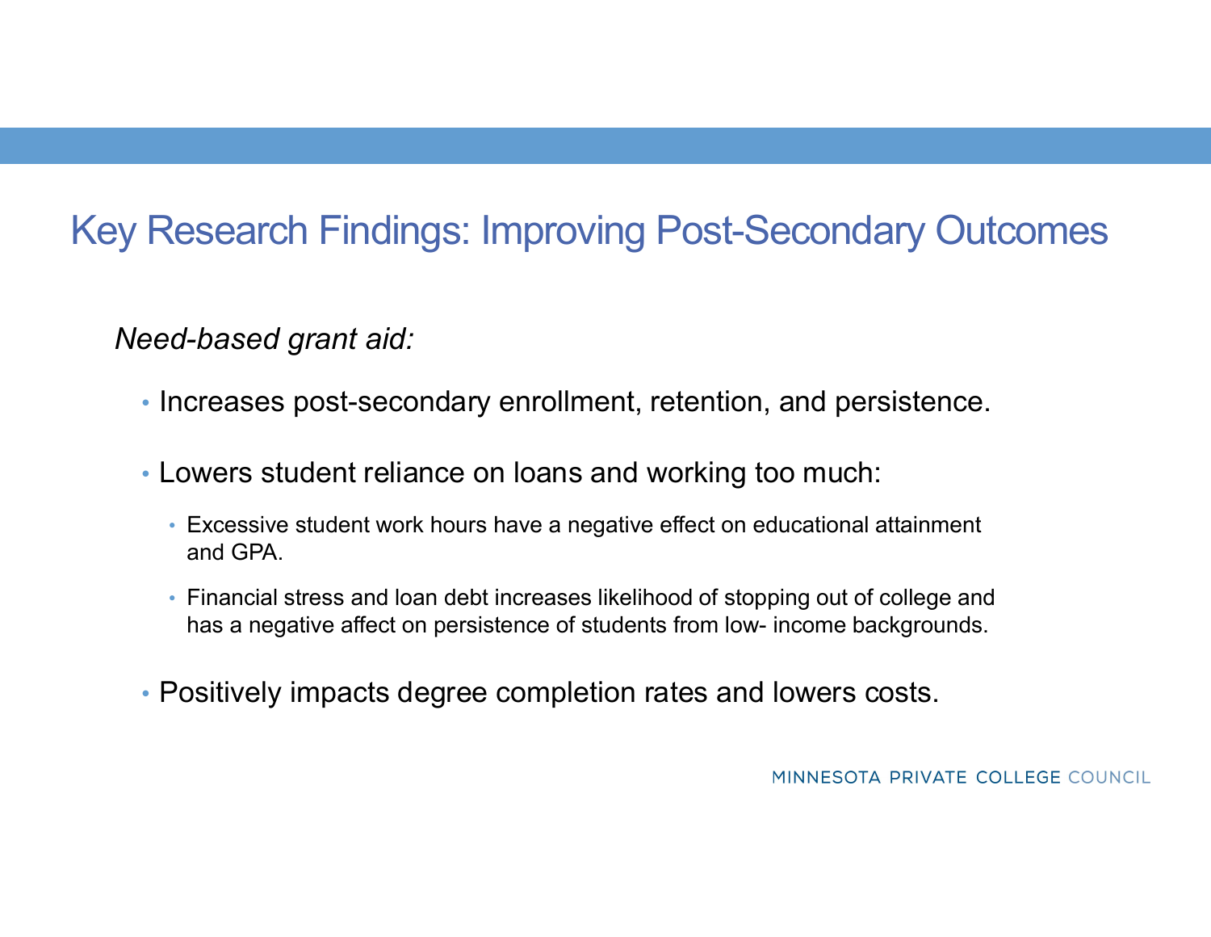# Key Research Findings: Improving Post-Secondary Outcomes

*Need-based grant aid:*

- Increases post-secondary enrollment, retention, and persistence.
- Lowers student reliance on loans and working too much:
  - Excessive student work hours have a negative effect on educational attainment and GPA.
  - Financial stress and loan debt increases likelihood of stopping out of college and has a negative affect on persistence of students from low- income backgrounds.
- Positively impacts degree completion rates and lowers costs.

MINNESOTA PRIVATE COLLEGE COUNCIL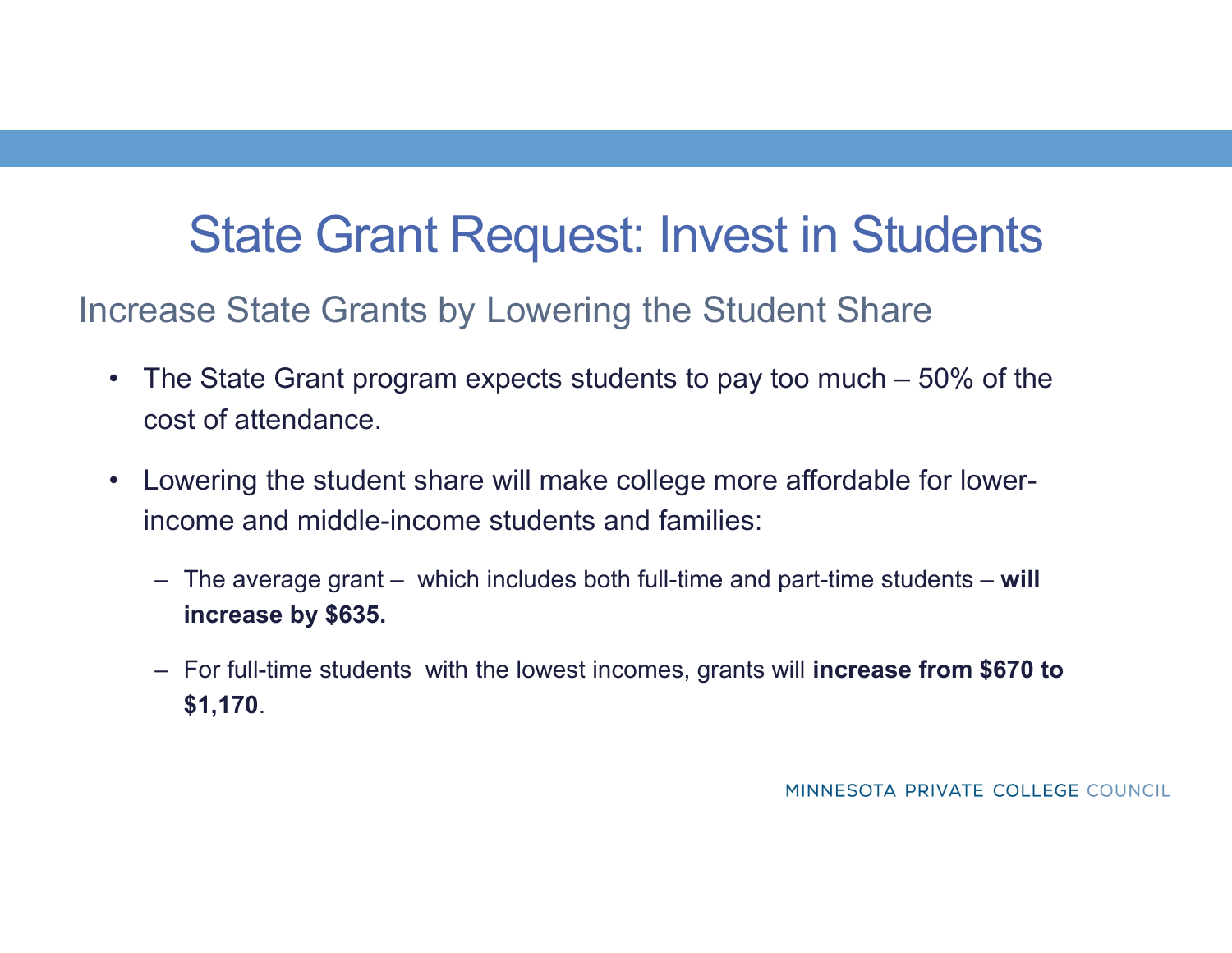# State Grant Request: Invest in Students

## Increase State Grants by Lowering the Student Share

- The State Grant program expects students to pay too much – 50% of the cost of attendance.
- Lowering the student share will make college more affordable for lower-income and middle-income students and families:
  - The average grant – which includes both full-time and part-time students – **will increase by $635.**
  - For full-time students with the lowest incomes, grants will **increase from $670 to $1,170**.

MINNESOTA PRIVATE COLLEGE COUNCIL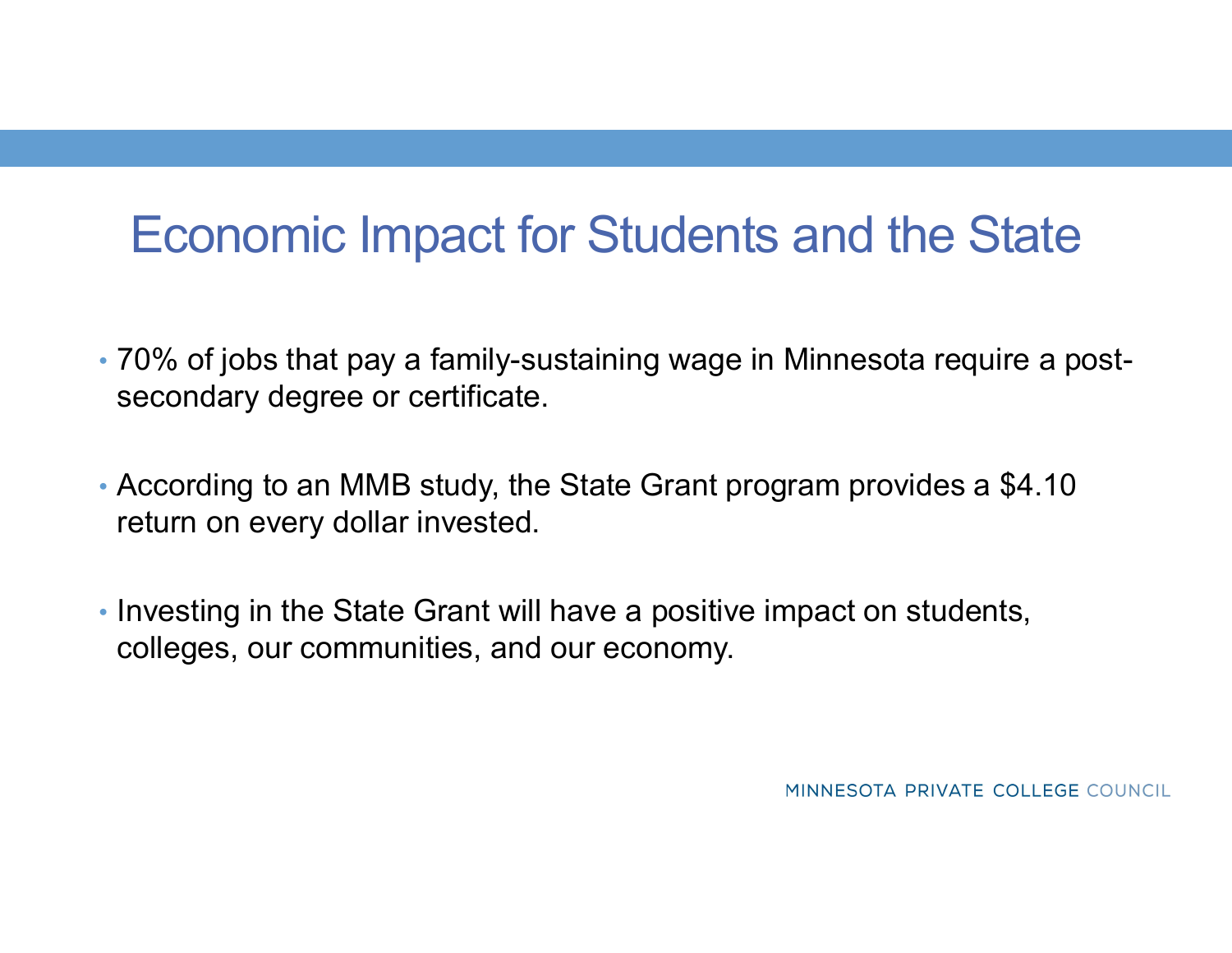# Economic Impact for Students and the State

- 70% of jobs that pay a family-sustaining wage in Minnesota require a post-secondary degree or certificate.

- According to an MMB study, the State Grant program provides a $4.10 return on every dollar invested.

- Investing in the State Grant will have a positive impact on students, colleges, our communities, and our economy.

MINNESOTA PRIVATE COLLEGE COUNCIL